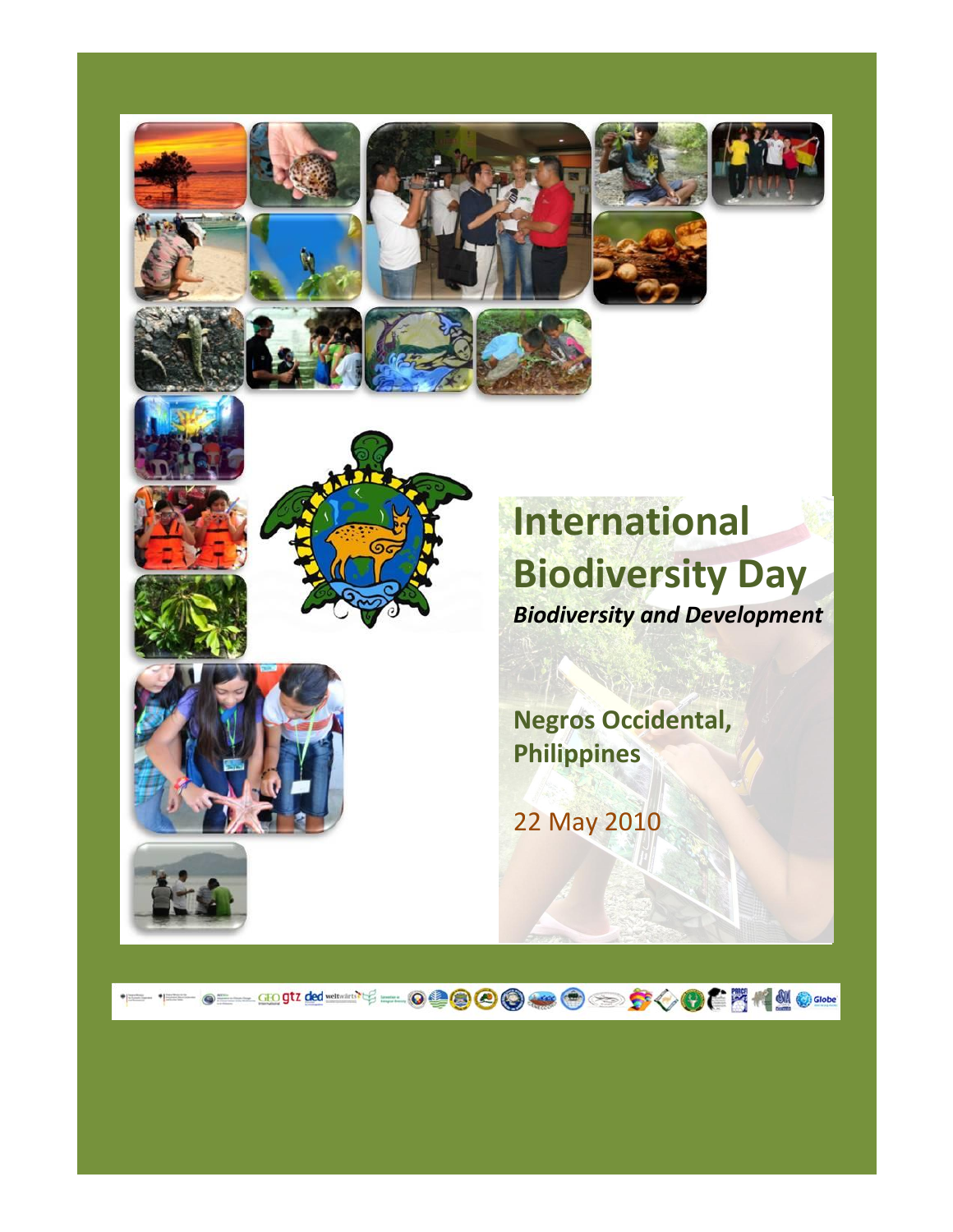# International Biodiversity Day

***Biodiversity and Development***

**Negros Occidental, Philippines**

22 May 2010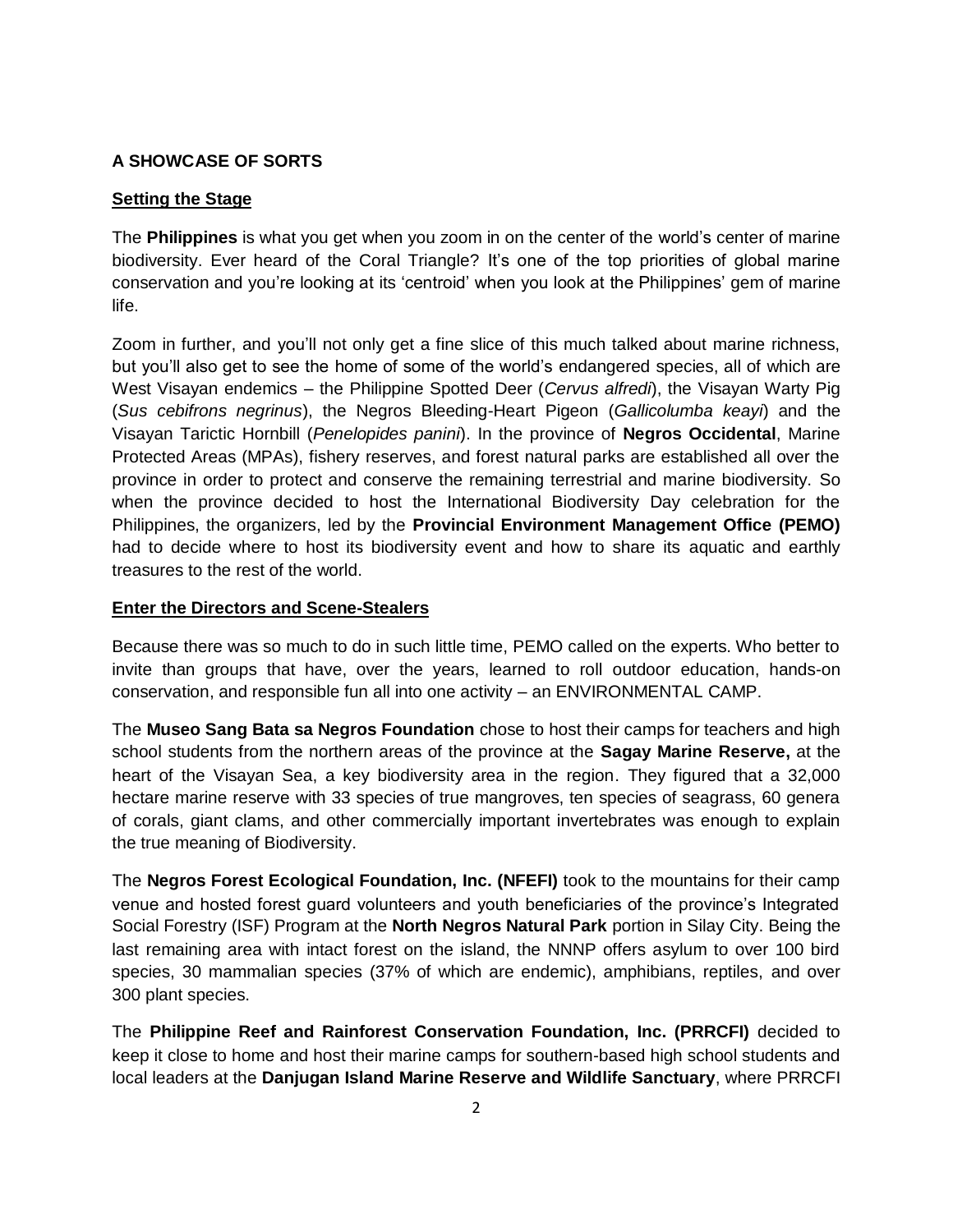## A SHOWCASE OF SORTS

### Setting the Stage

The **Philippines** is what you get when you zoom in on the center of the world's center of marine biodiversity. Ever heard of the Coral Triangle? It's one of the top priorities of global marine conservation and you're looking at its 'centroid' when you look at the Philippines' gem of marine life.

Zoom in further, and you'll not only get a fine slice of this much talked about marine richness, but you'll also get to see the home of some of the world's endangered species, all of which are West Visayan endemics – the Philippine Spotted Deer (*Cervus alfredi*), the Visayan Warty Pig (*Sus cebifrons negrinus*), the Negros Bleeding-Heart Pigeon (*Gallicolumba keayi*) and the Visayan Tarictic Hornbill (*Penelopides panini*). In the province of **Negros Occidental**, Marine Protected Areas (MPAs), fishery reserves, and forest natural parks are established all over the province in order to protect and conserve the remaining terrestrial and marine biodiversity. So when the province decided to host the International Biodiversity Day celebration for the Philippines, the organizers, led by the **Provincial Environment Management Office (PEMO)** had to decide where to host its biodiversity event and how to share its aquatic and earthly treasures to the rest of the world.

### Enter the Directors and Scene-Stealers

Because there was so much to do in such little time, PEMO called on the experts. Who better to invite than groups that have, over the years, learned to roll outdoor education, hands-on conservation, and responsible fun all into one activity – an ENVIRONMENTAL CAMP.

The **Museo Sang Bata sa Negros Foundation** chose to host their camps for teachers and high school students from the northern areas of the province at the **Sagay Marine Reserve,** at the heart of the Visayan Sea, a key biodiversity area in the region. They figured that a 32,000 hectare marine reserve with 33 species of true mangroves, ten species of seagrass, 60 genera of corals, giant clams, and other commercially important invertebrates was enough to explain the true meaning of Biodiversity.

The **Negros Forest Ecological Foundation, Inc. (NFEFI)** took to the mountains for their camp venue and hosted forest guard volunteers and youth beneficiaries of the province's Integrated Social Forestry (ISF) Program at the **North Negros Natural Park** portion in Silay City. Being the last remaining area with intact forest on the island, the NNNP offers asylum to over 100 bird species, 30 mammalian species (37% of which are endemic), amphibians, reptiles, and over 300 plant species.

The **Philippine Reef and Rainforest Conservation Foundation, Inc. (PRRCFI)** decided to keep it close to home and host their marine camps for southern-based high school students and local leaders at the **Danjugan Island Marine Reserve and Wildlife Sanctuary**, where PRRCFI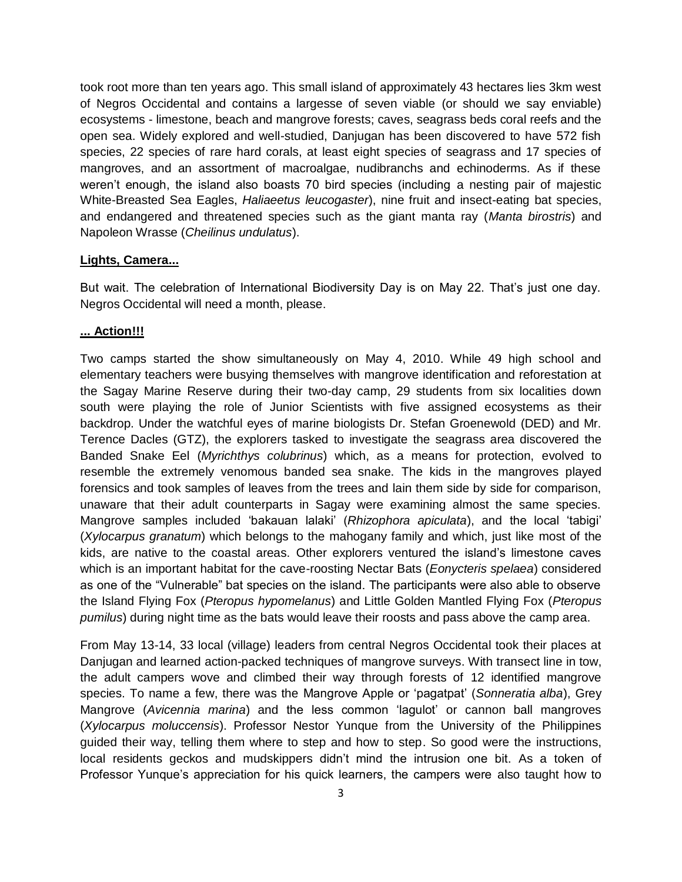took root more than ten years ago. This small island of approximately 43 hectares lies 3km west of Negros Occidental and contains a largesse of seven viable (or should we say enviable) ecosystems - limestone, beach and mangrove forests; caves, seagrass beds coral reefs and the open sea. Widely explored and well-studied, Danjugan has been discovered to have 572 fish species, 22 species of rare hard corals, at least eight species of seagrass and 17 species of mangroves, and an assortment of macroalgae, nudibranchs and echinoderms. As if these weren't enough, the island also boasts 70 bird species (including a nesting pair of majestic White-Breasted Sea Eagles, *Haliaeetus leucogaster*), nine fruit and insect-eating bat species, and endangered and threatened species such as the giant manta ray (*Manta birostris*) and Napoleon Wrasse (*Cheilinus undulatus*).

**Lights, Camera...**

But wait. The celebration of International Biodiversity Day is on May 22. That's just one day. Negros Occidental will need a month, please.

**... Action!!!**

Two camps started the show simultaneously on May 4, 2010. While 49 high school and elementary teachers were busying themselves with mangrove identification and reforestation at the Sagay Marine Reserve during their two-day camp, 29 students from six localities down south were playing the role of Junior Scientists with five assigned ecosystems as their backdrop. Under the watchful eyes of marine biologists Dr. Stefan Groenewold (DED) and Mr. Terence Dacles (GTZ), the explorers tasked to investigate the seagrass area discovered the Banded Snake Eel (*Myrichthys colubrinus*) which, as a means for protection, evolved to resemble the extremely venomous banded sea snake. The kids in the mangroves played forensics and took samples of leaves from the trees and lain them side by side for comparison, unaware that their adult counterparts in Sagay were examining almost the same species. Mangrove samples included 'bakauan lalaki' (*Rhizophora apiculata*), and the local 'tabigi' (*Xylocarpus granatum*) which belongs to the mahogany family and which, just like most of the kids, are native to the coastal areas. Other explorers ventured the island's limestone caves which is an important habitat for the cave-roosting Nectar Bats (*Eonycteris spelaea*) considered as one of the "Vulnerable" bat species on the island. The participants were also able to observe the Island Flying Fox (*Pteropus hypomelanus*) and Little Golden Mantled Flying Fox (*Pteropus pumilus*) during night time as the bats would leave their roosts and pass above the camp area.

From May 13-14, 33 local (village) leaders from central Negros Occidental took their places at Danjugan and learned action-packed techniques of mangrove surveys. With transect line in tow, the adult campers wove and climbed their way through forests of 12 identified mangrove species. To name a few, there was the Mangrove Apple or 'pagatpat' (*Sonneratia alba*), Grey Mangrove (*Avicennia marina*) and the less common 'lagulot' or cannon ball mangroves (*Xylocarpus moluccensis*). Professor Nestor Yunque from the University of the Philippines guided their way, telling them where to step and how to step. So good were the instructions, local residents geckos and mudskippers didn't mind the intrusion one bit. As a token of Professor Yunque's appreciation for his quick learners, the campers were also taught how to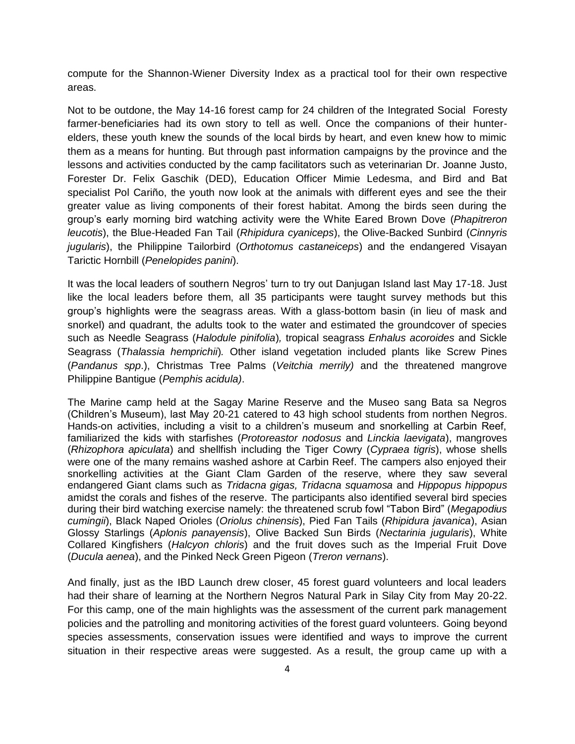compute for the Shannon-Wiener Diversity Index as a practical tool for their own respective areas.

Not to be outdone, the May 14-16 forest camp for 24 children of the Integrated Social Foresty farmer-beneficiaries had its own story to tell as well. Once the companions of their hunter-elders, these youth knew the sounds of the local birds by heart, and even knew how to mimic them as a means for hunting. But through past information campaigns by the province and the lessons and activities conducted by the camp facilitators such as veterinarian Dr. Joanne Justo, Forester Dr. Felix Gaschik (DED), Education Officer Mimie Ledesma, and Bird and Bat specialist Pol Cariño, the youth now look at the animals with different eyes and see the their greater value as living components of their forest habitat. Among the birds seen during the group's early morning bird watching activity were the White Eared Brown Dove (*Phapitreron leucotis*), the Blue-Headed Fan Tail (*Rhipidura cyaniceps*), the Olive-Backed Sunbird (*Cinnyris jugularis*), the Philippine Tailorbird (*Orthotomus castaneiceps*) and the endangered Visayan Tarictic Hornbill (*Penelopides panini*).

It was the local leaders of southern Negros' turn to try out Danjugan Island last May 17-18. Just like the local leaders before them, all 35 participants were taught survey methods but this group's highlights were the seagrass areas. With a glass-bottom basin (in lieu of mask and snorkel) and quadrant, the adults took to the water and estimated the groundcover of species such as Needle Seagrass (*Halodule pinifolia*), tropical seagrass *Enhalus acoroides* and Sickle Seagrass (*Thalassia hemprichii*). Other island vegetation included plants like Screw Pines (*Pandanus spp*.), Christmas Tree Palms (*Veitchia merrily)* and the threatened mangrove Philippine Bantigue (*Pemphis acidula)*.

The Marine camp held at the Sagay Marine Reserve and the Museo sang Bata sa Negros (Children's Museum), last May 20-21 catered to 43 high school students from northen Negros. Hands-on activities, including a visit to a children's museum and snorkelling at Carbin Reef, familiarized the kids with starfishes (*Protoreastor nodosus* and *Linckia laevigata*), mangroves (*Rhizophora apiculata*) and shellfish including the Tiger Cowry (*Cypraea tigris*), whose shells were one of the many remains washed ashore at Carbin Reef. The campers also enjoyed their snorkelling activities at the Giant Clam Garden of the reserve, where they saw several endangered Giant clams such as *Tridacna gigas, Tridacna squamosa* and *Hippopus hippopus* amidst the corals and fishes of the reserve. The participants also identified several bird species during their bird watching exercise namely: the threatened scrub fowl "Tabon Bird" (*Megapodius cumingii*), Black Naped Orioles (*Oriolus chinensis*), Pied Fan Tails (*Rhipidura javanica*), Asian Glossy Starlings (*Aplonis panayensis*), Olive Backed Sun Birds (*Nectarinia jugularis*), White Collared Kingfishers (*Halcyon chloris*) and the fruit doves such as the Imperial Fruit Dove (*Ducula aenea*), and the Pinked Neck Green Pigeon (*Treron vernans*).

And finally, just as the IBD Launch drew closer, 45 forest guard volunteers and local leaders had their share of learning at the Northern Negros Natural Park in Silay City from May 20-22. For this camp, one of the main highlights was the assessment of the current park management policies and the patrolling and monitoring activities of the forest guard volunteers. Going beyond species assessments, conservation issues were identified and ways to improve the current situation in their respective areas were suggested. As a result, the group came up with a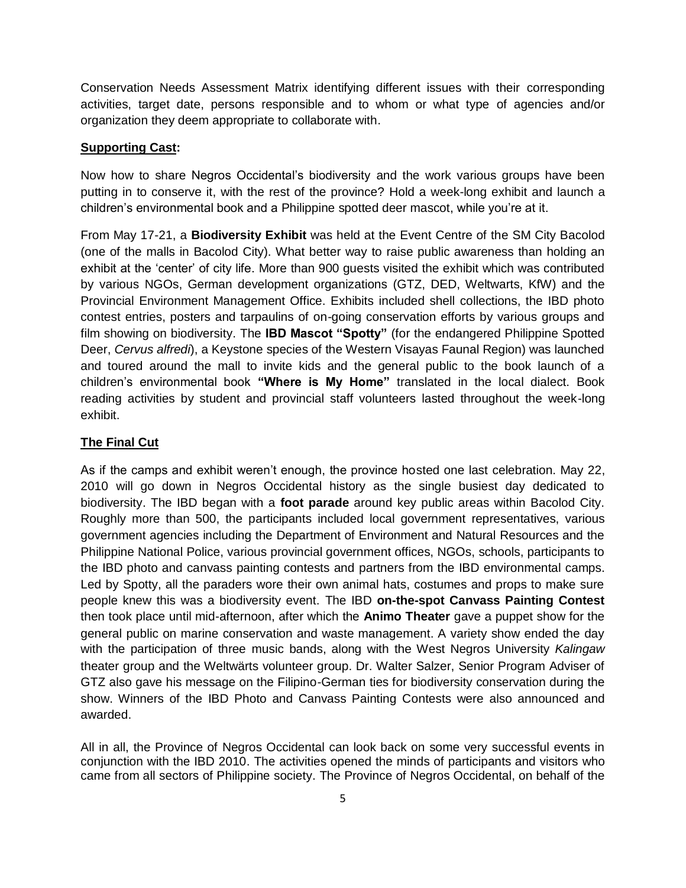Conservation Needs Assessment Matrix identifying different issues with their corresponding activities, target date, persons responsible and to whom or what type of agencies and/or organization they deem appropriate to collaborate with.

**Supporting Cast:**

Now how to share Negros Occidental's biodiversity and the work various groups have been putting in to conserve it, with the rest of the province? Hold a week-long exhibit and launch a children's environmental book and a Philippine spotted deer mascot, while you're at it.

From May 17-21, a **Biodiversity Exhibit** was held at the Event Centre of the SM City Bacolod (one of the malls in Bacolod City). What better way to raise public awareness than holding an exhibit at the 'center' of city life. More than 900 guests visited the exhibit which was contributed by various NGOs, German development organizations (GTZ, DED, Weltwarts, KfW) and the Provincial Environment Management Office. Exhibits included shell collections, the IBD photo contest entries, posters and tarpaulins of on-going conservation efforts by various groups and film showing on biodiversity. The **IBD Mascot "Spotty"** (for the endangered Philippine Spotted Deer, *Cervus alfredi*), a Keystone species of the Western Visayas Faunal Region) was launched and toured around the mall to invite kids and the general public to the book launch of a children's environmental book **"Where is My Home"** translated in the local dialect. Book reading activities by student and provincial staff volunteers lasted throughout the week-long exhibit.

**The Final Cut**

As if the camps and exhibit weren't enough, the province hosted one last celebration. May 22, 2010 will go down in Negros Occidental history as the single busiest day dedicated to biodiversity. The IBD began with a **foot parade** around key public areas within Bacolod City. Roughly more than 500, the participants included local government representatives, various government agencies including the Department of Environment and Natural Resources and the Philippine National Police, various provincial government offices, NGOs, schools, participants to the IBD photo and canvass painting contests and partners from the IBD environmental camps. Led by Spotty, all the paraders wore their own animal hats, costumes and props to make sure people knew this was a biodiversity event. The IBD **on-the-spot Canvass Painting Contest** then took place until mid-afternoon, after which the **Animo Theater** gave a puppet show for the general public on marine conservation and waste management. A variety show ended the day with the participation of three music bands, along with the West Negros University *Kalingaw* theater group and the Weltwärts volunteer group. Dr. Walter Salzer, Senior Program Adviser of GTZ also gave his message on the Filipino-German ties for biodiversity conservation during the show. Winners of the IBD Photo and Canvass Painting Contests were also announced and awarded.

All in all, the Province of Negros Occidental can look back on some very successful events in conjunction with the IBD 2010. The activities opened the minds of participants and visitors who came from all sectors of Philippine society. The Province of Negros Occidental, on behalf of the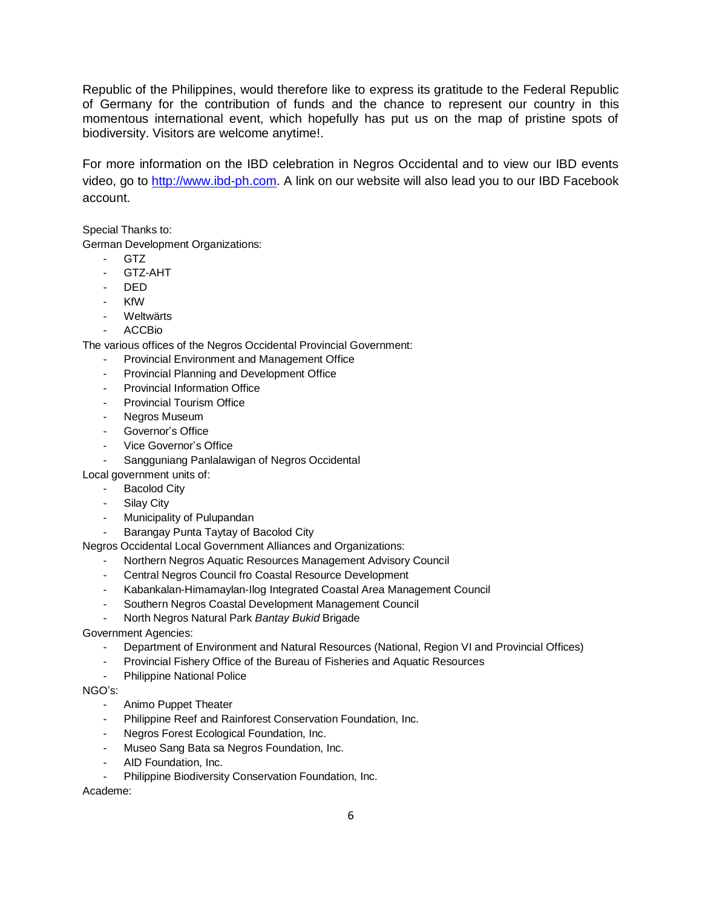Republic of the Philippines, would therefore like to express its gratitude to the Federal Republic of Germany for the contribution of funds and the chance to represent our country in this momentous international event, which hopefully has put us on the map of pristine spots of biodiversity. Visitors are welcome anytime!.

For more information on the IBD celebration in Negros Occidental and to view our IBD events video, go to [http://www.ibd-ph.com](http://www.ibd-ph.com). A link on our website will also lead you to our IBD Facebook account.

Special Thanks to:

German Development Organizations:

- GTZ
- GTZ-AHT
- DED
- KfW
- Weltwärts
- ACCBio

The various offices of the Negros Occidental Provincial Government:

- Provincial Environment and Management Office
- Provincial Planning and Development Office
- Provincial Information Office
- Provincial Tourism Office
- Negros Museum
- Governor's Office
- Vice Governor's Office
- Sangguniang Panlalawigan of Negros Occidental

Local government units of:

- Bacolod City
- Silay City
- Municipality of Pulupandan
- Barangay Punta Taytay of Bacolod City

Negros Occidental Local Government Alliances and Organizations:

- Northern Negros Aquatic Resources Management Advisory Council
- Central Negros Council fro Coastal Resource Development
- Kabankalan-Himamaylan-Ilog Integrated Coastal Area Management Council
- Southern Negros Coastal Development Management Council
- North Negros Natural Park *Bantay Bukid* Brigade

Government Agencies:

- Department of Environment and Natural Resources (National, Region VI and Provincial Offices)
- Provincial Fishery Office of the Bureau of Fisheries and Aquatic Resources
- Philippine National Police

NGO's:

- Animo Puppet Theater
- Philippine Reef and Rainforest Conservation Foundation, Inc.
- Negros Forest Ecological Foundation, Inc.
- Museo Sang Bata sa Negros Foundation, Inc.
- AID Foundation, Inc.
- Philippine Biodiversity Conservation Foundation, Inc.

Academe: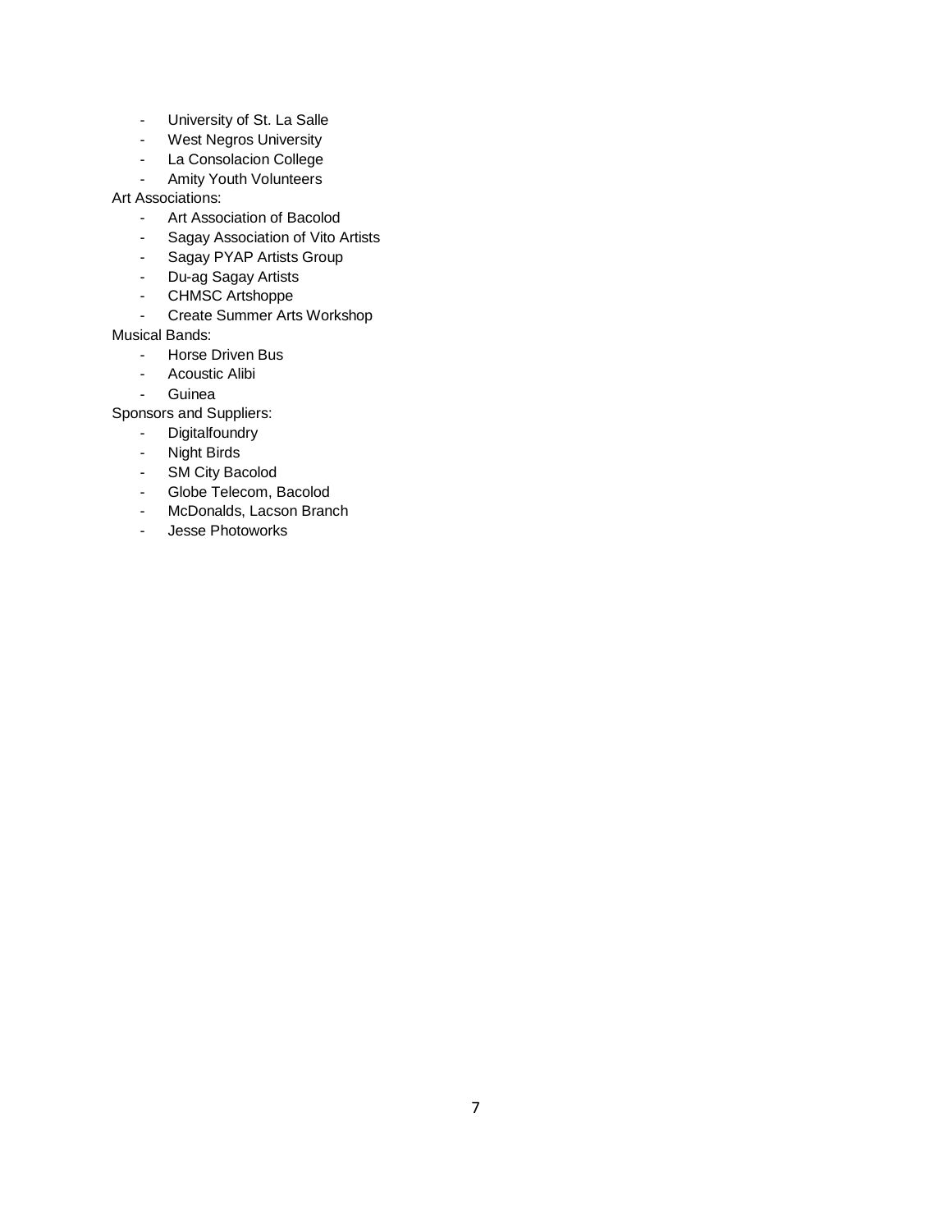- University of St. La Salle
- West Negros University
- La Consolacion College
- Amity Youth Volunteers

Art Associations:

- Art Association of Bacolod
- Sagay Association of Vito Artists
- Sagay PYAP Artists Group
- Du-ag Sagay Artists
- CHMSC Artshoppe
- Create Summer Arts Workshop

Musical Bands:

- Horse Driven Bus
- Acoustic Alibi
- Guinea

Sponsors and Suppliers:

- Digitalfoundry
- Night Birds
- SM City Bacolod
- Globe Telecom, Bacolod
- McDonalds, Lacson Branch
- Jesse Photoworks